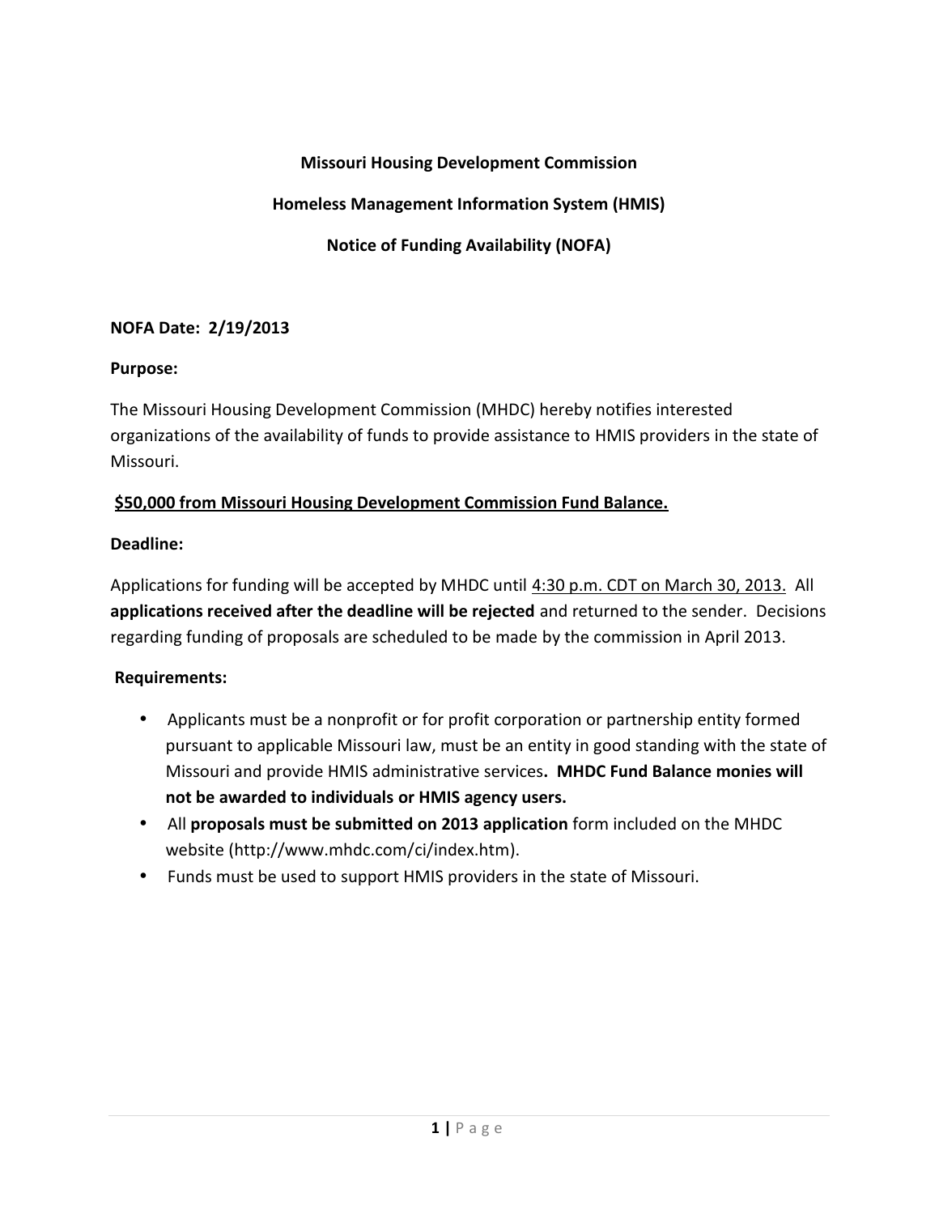# Missouri Housing Development Commission

## Homeless Management Information System (HMIS)

## Notice of Funding Availability (NOFA)

**NOFA Date: 2/19/2013**

**Purpose:**

The Missouri Housing Development Commission (MHDC) hereby notifies interested organizations of the availability of funds to provide assistance to HMIS providers in the state of Missouri.

**$50,000 from Missouri Housing Development Commission Fund Balance.**

**Deadline:**

Applications for funding will be accepted by MHDC until 4:30 p.m. CDT on March 30, 2013. All **applications received after the deadline will be rejected** and returned to the sender. Decisions regarding funding of proposals are scheduled to be made by the commission in April 2013.

**Requirements:**

- Applicants must be a nonprofit or for profit corporation or partnership entity formed pursuant to applicable Missouri law, must be an entity in good standing with the state of Missouri and provide HMIS administrative services**. MHDC Fund Balance monies will not be awarded to individuals or HMIS agency users.**
- All **proposals must be submitted on 2013 application** form included on the MHDC website (http://www.mhdc.com/ci/index.htm).
- Funds must be used to support HMIS providers in the state of Missouri.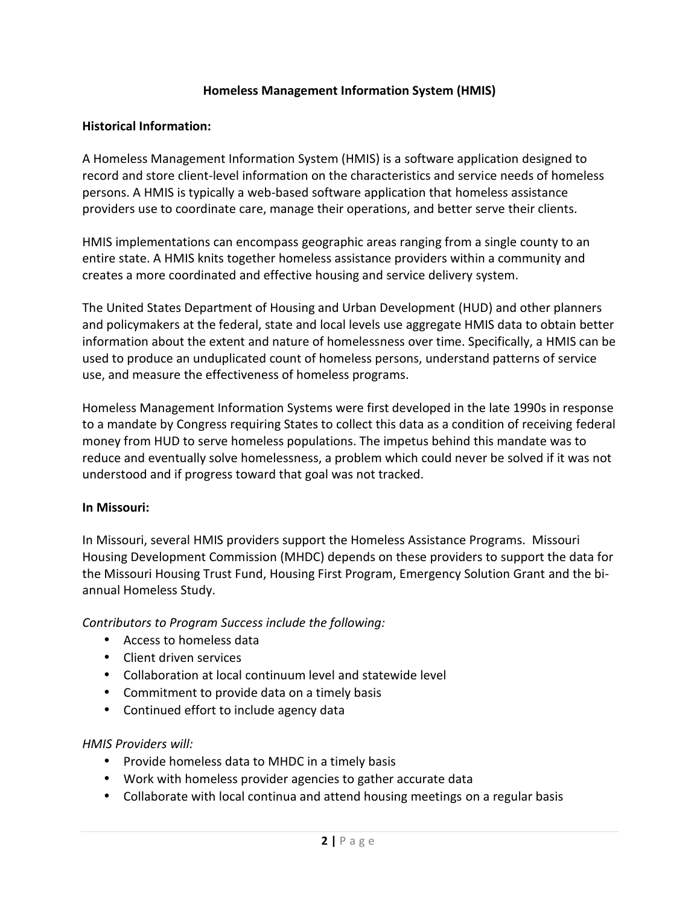# Homeless Management Information System (HMIS)

**Historical Information:**

A Homeless Management Information System (HMIS) is a software application designed to record and store client-level information on the characteristics and service needs of homeless persons. A HMIS is typically a web-based software application that homeless assistance providers use to coordinate care, manage their operations, and better serve their clients.

HMIS implementations can encompass geographic areas ranging from a single county to an entire state. A HMIS knits together homeless assistance providers within a community and creates a more coordinated and effective housing and service delivery system.

The United States Department of Housing and Urban Development (HUD) and other planners and policymakers at the federal, state and local levels use aggregate HMIS data to obtain better information about the extent and nature of homelessness over time. Specifically, a HMIS can be used to produce an unduplicated count of homeless persons, understand patterns of service use, and measure the effectiveness of homeless programs.

Homeless Management Information Systems were first developed in the late 1990s in response to a mandate by Congress requiring States to collect this data as a condition of receiving federal money from HUD to serve homeless populations. The impetus behind this mandate was to reduce and eventually solve homelessness, a problem which could never be solved if it was not understood and if progress toward that goal was not tracked.

**In Missouri:**

In Missouri, several HMIS providers support the Homeless Assistance Programs. Missouri Housing Development Commission (MHDC) depends on these providers to support the data for the Missouri Housing Trust Fund, Housing First Program, Emergency Solution Grant and the bi-annual Homeless Study.

*Contributors to Program Success include the following:*

- Access to homeless data
- Client driven services
- Collaboration at local continuum level and statewide level
- Commitment to provide data on a timely basis
- Continued effort to include agency data

*HMIS Providers will:*

- Provide homeless data to MHDC in a timely basis
- Work with homeless provider agencies to gather accurate data
- Collaborate with local continua and attend housing meetings on a regular basis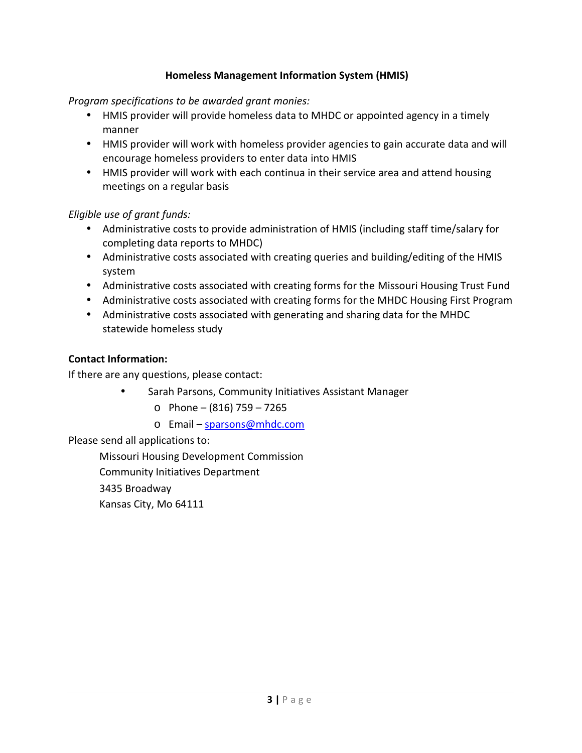## Homeless Management Information System (HMIS)

*Program specifications to be awarded grant monies:*

- HMIS provider will provide homeless data to MHDC or appointed agency in a timely manner
- HMIS provider will work with homeless provider agencies to gain accurate data and will encourage homeless providers to enter data into HMIS
- HMIS provider will work with each continua in their service area and attend housing meetings on a regular basis

*Eligible use of grant funds:*

- Administrative costs to provide administration of HMIS (including staff time/salary for completing data reports to MHDC)
- Administrative costs associated with creating queries and building/editing of the HMIS system
- Administrative costs associated with creating forms for the Missouri Housing Trust Fund
- Administrative costs associated with creating forms for the MHDC Housing First Program
- Administrative costs associated with generating and sharing data for the MHDC statewide homeless study

**Contact Information:**

If there are any questions, please contact:

- Sarah Parsons, Community Initiatives Assistant Manager
  - Phone – (816) 759 – 7265
  - Email – sparsons@mhdc.com

Please send all applications to:

Missouri Housing Development Commission
Community Initiatives Department
3435 Broadway
Kansas City, Mo 64111